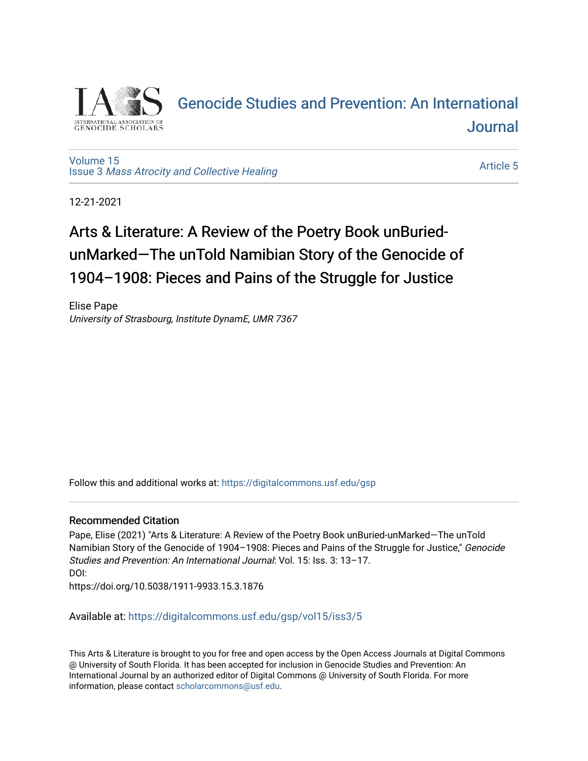Genocide Studies and Prevention: An International Journal

Volume 15
Issue 3 *Mass Atrocity and Collective Healing*

Article 5

12-21-2021

# Arts & Literature: A Review of the Poetry Book unBuried-unMarked—The unTold Namibian Story of the Genocide of 1904–1908: Pieces and Pains of the Struggle for Justice

Elise Pape
*University of Strasbourg, Institute DynamE, UMR 7367*

Follow this and additional works at: https://digitalcommons.usf.edu/gsp

## Recommended Citation

Pape, Elise (2021) "Arts & Literature: A Review of the Poetry Book unBuried-unMarked—The unTold Namibian Story of the Genocide of 1904–1908: Pieces and Pains of the Struggle for Justice," *Genocide Studies and Prevention: An International Journal*: Vol. 15: Iss. 3: 13–17.
DOI:
https://doi.org/10.5038/1911-9933.15.3.1876

Available at: https://digitalcommons.usf.edu/gsp/vol15/iss3/5

This Arts & Literature is brought to you for free and open access by the Open Access Journals at Digital Commons @ University of South Florida. It has been accepted for inclusion in Genocide Studies and Prevention: An International Journal by an authorized editor of Digital Commons @ University of South Florida. For more information, please contact scholarcommons@usf.edu.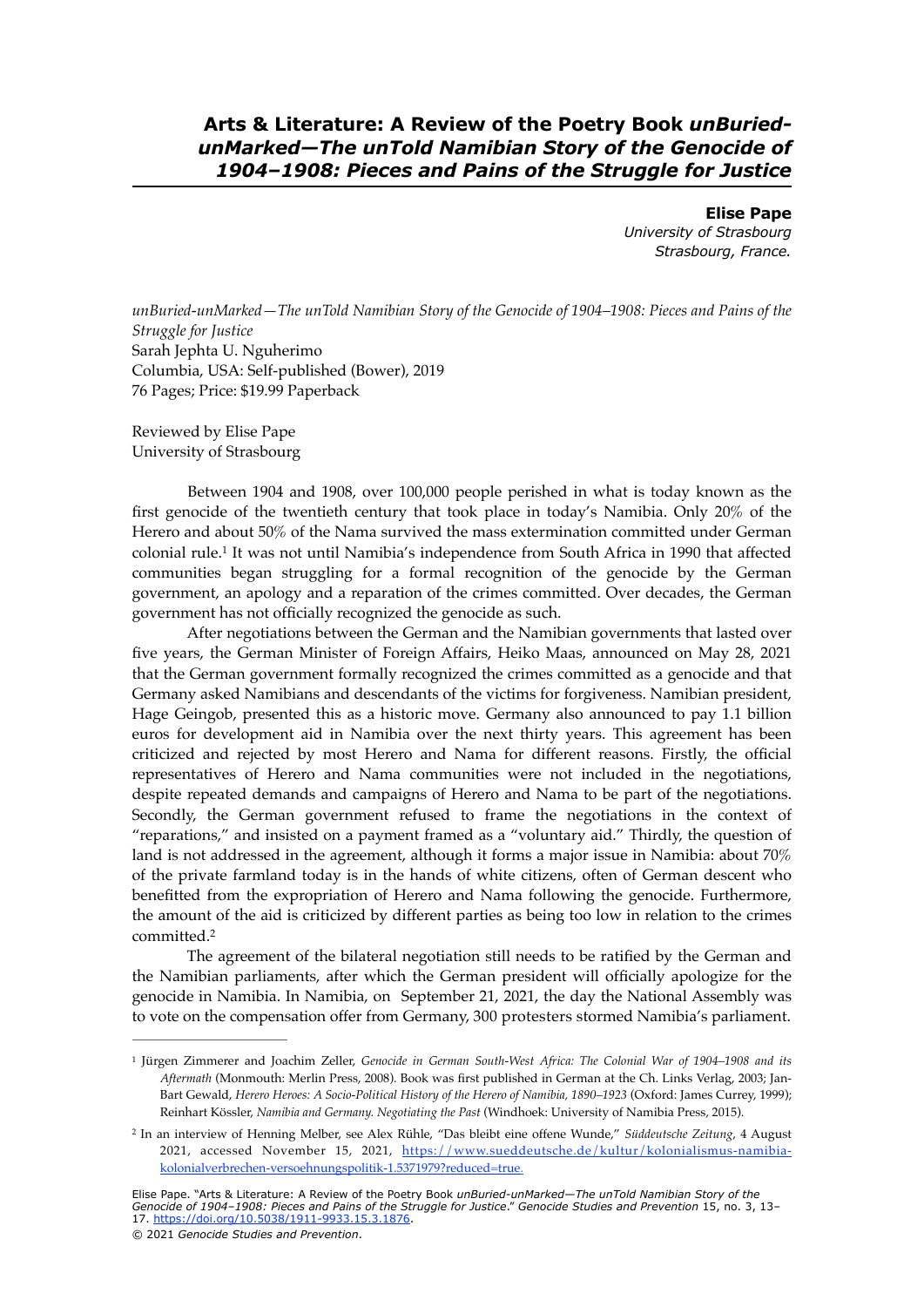# Arts & Literature: A Review of the Poetry Book *unBuried-unMarked—The unTold Namibian Story of the Genocide of 1904–1908: Pieces and Pains of the Struggle for Justice*

**Elise Pape**
*University of Strasbourg*
*Strasbourg, France.*

*unBuried-unMarked—The unTold Namibian Story of the Genocide of 1904–1908: Pieces and Pains of the Struggle for Justice*
Sarah Jephta U. Nguherimo
Columbia, USA: Self-published (Bower), 2019
76 Pages; Price: $19.99 Paperback

Reviewed by Elise Pape
University of Strasbourg

Between 1904 and 1908, over 100,000 people perished in what is today known as the first genocide of the twentieth century that took place in today's Namibia. Only 20% of the Herero and about 50% of the Nama survived the mass extermination committed under German colonial rule.[1] It was not until Namibia's independence from South Africa in 1990 that affected communities began struggling for a formal recognition of the genocide by the German government, an apology and a reparation of the crimes committed. Over decades, the German government has not officially recognized the genocide as such.

After negotiations between the German and the Namibian governments that lasted over five years, the German Minister of Foreign Affairs, Heiko Maas, announced on May 28, 2021 that the German government formally recognized the crimes committed as a genocide and that Germany asked Namibians and descendants of the victims for forgiveness. Namibian president, Hage Geingob, presented this as a historic move. Germany also announced to pay 1.1 billion euros for development aid in Namibia over the next thirty years. This agreement has been criticized and rejected by most Herero and Nama for different reasons. Firstly, the official representatives of Herero and Nama communities were not included in the negotiations, despite repeated demands and campaigns of Herero and Nama to be part of the negotiations. Secondly, the German government refused to frame the negotiations in the context of "reparations," and insisted on a payment framed as a "voluntary aid." Thirdly, the question of land is not addressed in the agreement, although it forms a major issue in Namibia: about 70% of the private farmland today is in the hands of white citizens, often of German descent who benefitted from the expropriation of Herero and Nama following the genocide. Furthermore, the amount of the aid is criticized by different parties as being too low in relation to the crimes committed.[2]

The agreement of the bilateral negotiation still needs to be ratified by the German and the Namibian parliaments, after which the German president will officially apologize for the genocide in Namibia. In Namibia, on September 21, 2021, the day the National Assembly was to vote on the compensation offer from Germany, 300 protesters stormed Namibia's parliament.

---

[1] Jürgen Zimmerer and Joachim Zeller, *Genocide in German South-West Africa: The Colonial War of 1904–1908 and its Aftermath* (Monmouth: Merlin Press, 2008). Book was first published in German at the Ch. Links Verlag, 2003; Jan-Bart Gewald, *Herero Heroes: A Socio-Political History of the Herero of Namibia, 1890–1923* (Oxford: James Currey, 1999); Reinhart Kössler, *Namibia and Germany. Negotiating the Past* (Windhoek: University of Namibia Press, 2015).

[2] In an interview of Henning Melber, see Alex Rühle, "Das bleibt eine offene Wunde," *Süddeutsche Zeitung*, 4 August 2021, accessed November 15, 2021, https://www.sueddeutsche.de/kultur/kolonialismus-namibia-kolonialverbrechen-versoehnungspolitik-1.5371979?reduced=true.

Elise Pape. "Arts & Literature: A Review of the Poetry Book *unBuried-unMarked—The unTold Namibian Story of the Genocide of 1904–1908: Pieces and Pains of the Struggle for Justice*." *Genocide Studies and Prevention* 15, no. 3, 13–17. https://doi.org/10.5038/1911-9933.15.3.1876.

© 2021 *Genocide Studies and Prevention*.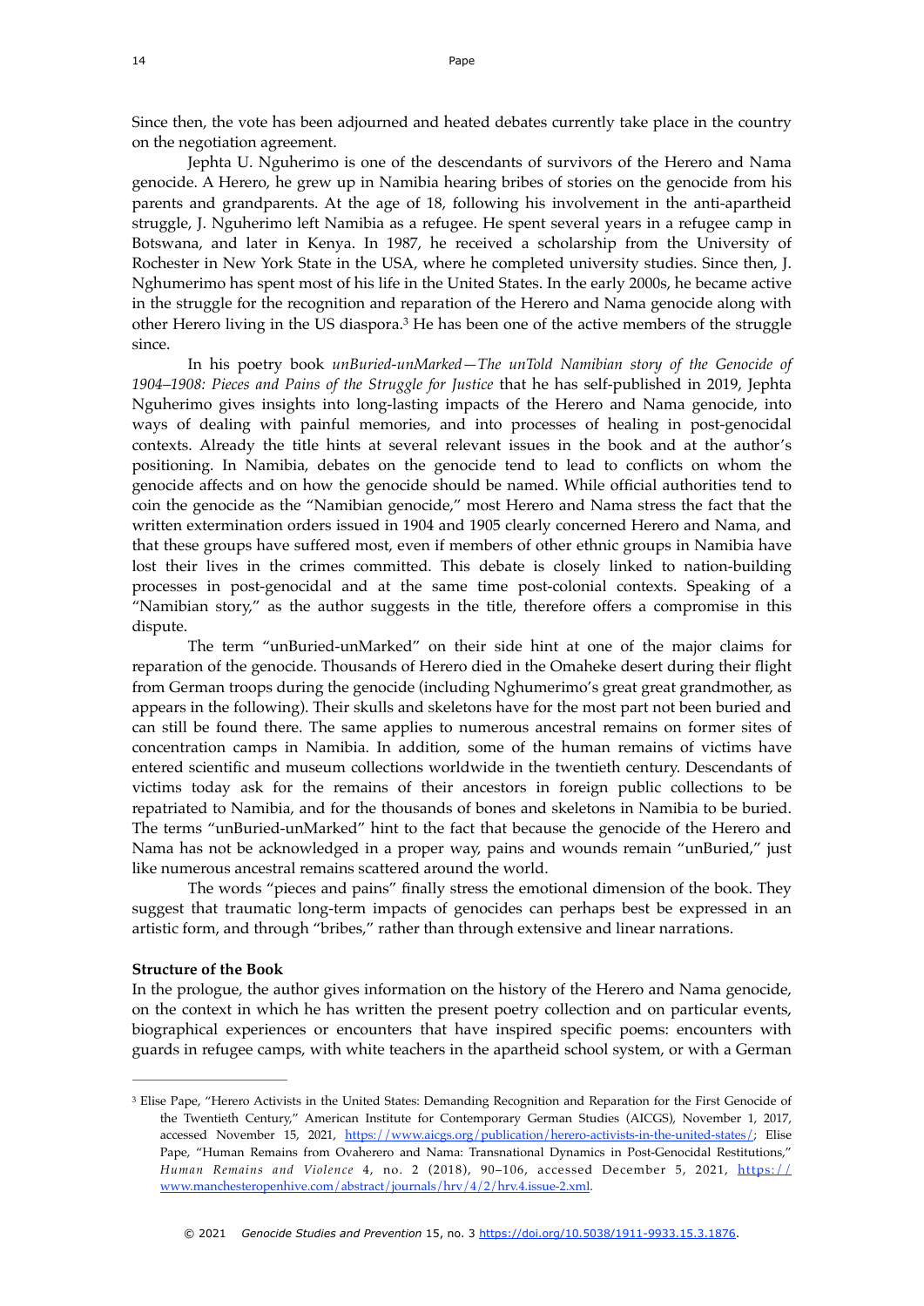Since then, the vote has been adjourned and heated debates currently take place in the country on the negotiation agreement.

Jephta U. Nguherimo is one of the descendants of survivors of the Herero and Nama genocide. A Herero, he grew up in Namibia hearing bribes of stories on the genocide from his parents and grandparents. At the age of 18, following his involvement in the anti-apartheid struggle, J. Nguherimo left Namibia as a refugee. He spent several years in a refugee camp in Botswana, and later in Kenya. In 1987, he received a scholarship from the University of Rochester in New York State in the USA, where he completed university studies. Since then, J. Nghumerimo has spent most of his life in the United States. In the early 2000s, he became active in the struggle for the recognition and reparation of the Herero and Nama genocide along with other Herero living in the US diaspora.[3] He has been one of the active members of the struggle since.

In his poetry book *unBuried-unMarked—The unTold Namibian story of the Genocide of 1904–1908: Pieces and Pains of the Struggle for Justice* that he has self-published in 2019, Jephta Nguherimo gives insights into long-lasting impacts of the Herero and Nama genocide, into ways of dealing with painful memories, and into processes of healing in post-genocidal contexts. Already the title hints at several relevant issues in the book and at the author's positioning. In Namibia, debates on the genocide tend to lead to conflicts on whom the genocide affects and on how the genocide should be named. While official authorities tend to coin the genocide as the "Namibian genocide," most Herero and Nama stress the fact that the written extermination orders issued in 1904 and 1905 clearly concerned Herero and Nama, and that these groups have suffered most, even if members of other ethnic groups in Namibia have lost their lives in the crimes committed. This debate is closely linked to nation-building processes in post-genocidal and at the same time post-colonial contexts. Speaking of a "Namibian story," as the author suggests in the title, therefore offers a compromise in this dispute.

The term "unBuried-unMarked" on their side hint at one of the major claims for reparation of the genocide. Thousands of Herero died in the Omaheke desert during their flight from German troops during the genocide (including Nghumerimo's great great grandmother, as appears in the following). Their skulls and skeletons have for the most part not been buried and can still be found there. The same applies to numerous ancestral remains on former sites of concentration camps in Namibia. In addition, some of the human remains of victims have entered scientific and museum collections worldwide in the twentieth century. Descendants of victims today ask for the remains of their ancestors in foreign public collections to be repatriated to Namibia, and for the thousands of bones and skeletons in Namibia to be buried. The terms "unBuried-unMarked" hint to the fact that because the genocide of the Herero and Nama has not be acknowledged in a proper way, pains and wounds remain "unBuried," just like numerous ancestral remains scattered around the world.

The words "pieces and pains" finally stress the emotional dimension of the book. They suggest that traumatic long-term impacts of genocides can perhaps best be expressed in an artistic form, and through "bribes," rather than through extensive and linear narrations.

**Structure of the Book**

In the prologue, the author gives information on the history of the Herero and Nama genocide, on the context in which he has written the present poetry collection and on particular events, biographical experiences or encounters that have inspired specific poems: encounters with guards in refugee camps, with white teachers in the apartheid school system, or with a German

---

[3] Elise Pape, "Herero Activists in the United States: Demanding Recognition and Reparation for the First Genocide of the Twentieth Century," American Institute for Contemporary German Studies (AICGS), November 1, 2017, accessed November 15, 2021, https://www.aicgs.org/publication/herero-activists-in-the-united-states/; Elise Pape, "Human Remains from Ovaherero and Nama: Transnational Dynamics in Post-Genocidal Restitutions," *Human Remains and Violence* 4, no. 2 (2018), 90–106, accessed December 5, 2021, https://www.manchesteropenhive.com/abstract/journals/hrv/4/2/hrv.4.issue-2.xml.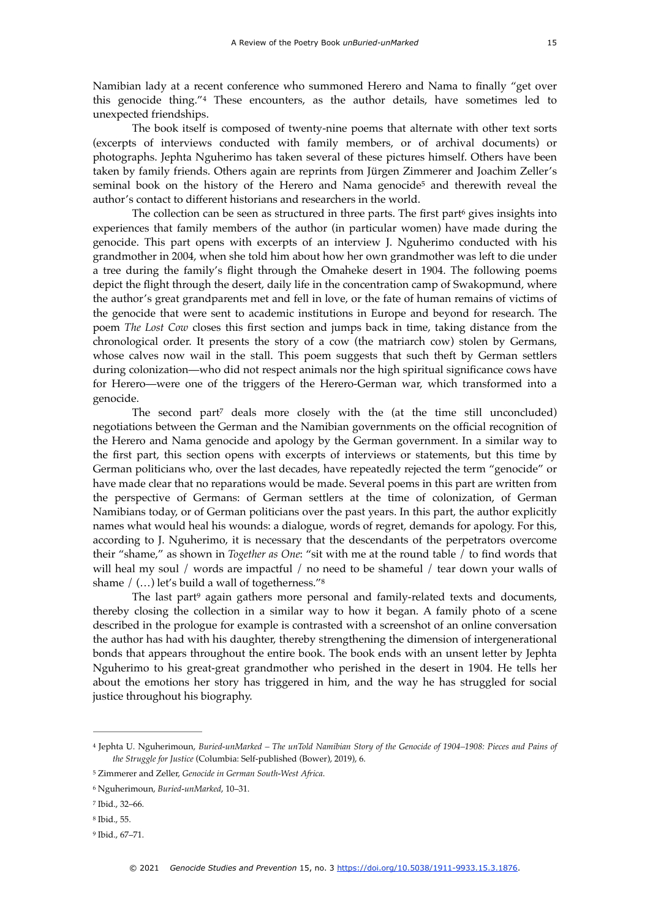Namibian lady at a recent conference who summoned Herero and Nama to finally "get over this genocide thing."[4] These encounters, as the author details, have sometimes led to unexpected friendships.

The book itself is composed of twenty-nine poems that alternate with other text sorts (excerpts of interviews conducted with family members, or of archival documents) or photographs. Jephta Nguherimo has taken several of these pictures himself. Others have been taken by family friends. Others again are reprints from Jürgen Zimmerer and Joachim Zeller's seminal book on the history of the Herero and Nama genocide[5] and therewith reveal the author's contact to different historians and researchers in the world.

The collection can be seen as structured in three parts. The first part[6] gives insights into experiences that family members of the author (in particular women) have made during the genocide. This part opens with excerpts of an interview J. Nguherimo conducted with his grandmother in 2004, when she told him about how her own grandmother was left to die under a tree during the family's flight through the Omaheke desert in 1904. The following poems depict the flight through the desert, daily life in the concentration camp of Swakopmund, where the author's great grandparents met and fell in love, or the fate of human remains of victims of the genocide that were sent to academic institutions in Europe and beyond for research. The poem *The Lost Cow* closes this first section and jumps back in time, taking distance from the chronological order. It presents the story of a cow (the matriarch cow) stolen by Germans, whose calves now wail in the stall. This poem suggests that such theft by German settlers during colonization—who did not respect animals nor the high spiritual significance cows have for Herero—were one of the triggers of the Herero-German war, which transformed into a genocide.

The second part[7] deals more closely with the (at the time still unconcluded) negotiations between the German and the Namibian governments on the official recognition of the Herero and Nama genocide and apology by the German government. In a similar way to the first part, this section opens with excerpts of interviews or statements, but this time by German politicians who, over the last decades, have repeatedly rejected the term "genocide" or have made clear that no reparations would be made. Several poems in this part are written from the perspective of Germans: of German settlers at the time of colonization, of German Namibians today, or of German politicians over the past years. In this part, the author explicitly names what would heal his wounds: a dialogue, words of regret, demands for apology. For this, according to J. Nguherimo, it is necessary that the descendants of the perpetrators overcome their "shame," as shown in *Together as One*: "sit with me at the round table / to find words that will heal my soul / words are impactful / no need to be shameful / tear down your walls of shame / (…) let's build a wall of togetherness."[8]

The last part[9] again gathers more personal and family-related texts and documents, thereby closing the collection in a similar way to how it began. A family photo of a scene described in the prologue for example is contrasted with a screenshot of an online conversation the author has had with his daughter, thereby strengthening the dimension of intergenerational bonds that appears throughout the entire book. The book ends with an unsent letter by Jephta Nguherimo to his great-great grandmother who perished in the desert in 1904. He tells her about the emotions her story has triggered in him, and the way he has struggled for social justice throughout his biography.

---

[4] Jephta U. Nguherimoun, *Buried-unMarked – The unTold Namibian Story of the Genocide of 1904–1908: Pieces and Pains of the Struggle for Justice* (Columbia: Self-published (Bower), 2019), 6.

[5] Zimmerer and Zeller, *Genocide in German South-West Africa*.

[6] Nguherimoun, *Buried-unMarked*, 10–31.

[7] Ibid., 32–66.

[8] Ibid., 55.

[9] Ibid., 67–71.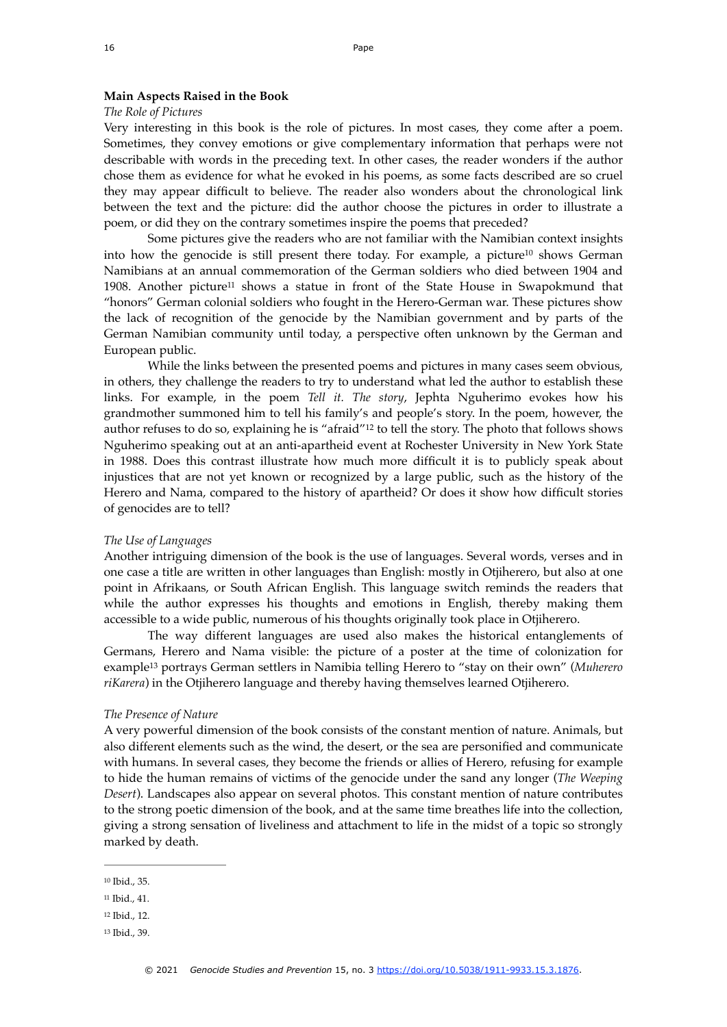**Main Aspects Raised in the Book**

*The Role of Pictures*

Very interesting in this book is the role of pictures. In most cases, they come after a poem. Sometimes, they convey emotions or give complementary information that perhaps were not describable with words in the preceding text. In other cases, the reader wonders if the author chose them as evidence for what he evoked in his poems, as some facts described are so cruel they may appear difficult to believe. The reader also wonders about the chronological link between the text and the picture: did the author choose the pictures in order to illustrate a poem, or did they on the contrary sometimes inspire the poems that preceded?

Some pictures give the readers who are not familiar with the Namibian context insights into how the genocide is still present there today. For example, a picture[10] shows German Namibians at an annual commemoration of the German soldiers who died between 1904 and 1908. Another picture[11] shows a statue in front of the State House in Swapokmund that "honors" German colonial soldiers who fought in the Herero-German war. These pictures show the lack of recognition of the genocide by the Namibian government and by parts of the German Namibian community until today, a perspective often unknown by the German and European public.

While the links between the presented poems and pictures in many cases seem obvious, in others, they challenge the readers to try to understand what led the author to establish these links. For example, in the poem *Tell it. The story*, Jephta Nguherimo evokes how his grandmother summoned him to tell his family's and people's story. In the poem, however, the author refuses to do so, explaining he is "afraid"[12] to tell the story. The photo that follows shows Nguherimo speaking out at an anti-apartheid event at Rochester University in New York State in 1988. Does this contrast illustrate how much more difficult it is to publicly speak about injustices that are not yet known or recognized by a large public, such as the history of the Herero and Nama, compared to the history of apartheid? Or does it show how difficult stories of genocides are to tell?

*The Use of Languages*

Another intriguing dimension of the book is the use of languages. Several words, verses and in one case a title are written in other languages than English: mostly in Otjiherero, but also at one point in Afrikaans, or South African English. This language switch reminds the readers that while the author expresses his thoughts and emotions in English, thereby making them accessible to a wide public, numerous of his thoughts originally took place in Otjiherero.

The way different languages are used also makes the historical entanglements of Germans, Herero and Nama visible: the picture of a poster at the time of colonization for example[13] portrays German settlers in Namibia telling Herero to "stay on their own" (*Muherero riKarera*) in the Otjiherero language and thereby having themselves learned Otjiherero.

*The Presence of Nature*

A very powerful dimension of the book consists of the constant mention of nature. Animals, but also different elements such as the wind, the desert, or the sea are personified and communicate with humans. In several cases, they become the friends or allies of Herero, refusing for example to hide the human remains of victims of the genocide under the sand any longer (*The Weeping Desert*). Landscapes also appear on several photos. This constant mention of nature contributes to the strong poetic dimension of the book, and at the same time breathes life into the collection, giving a strong sensation of liveliness and attachment to life in the midst of a topic so strongly marked by death.

---

[10] Ibid., 35.

[11] Ibid., 41.

[12] Ibid., 12.

[13] Ibid., 39.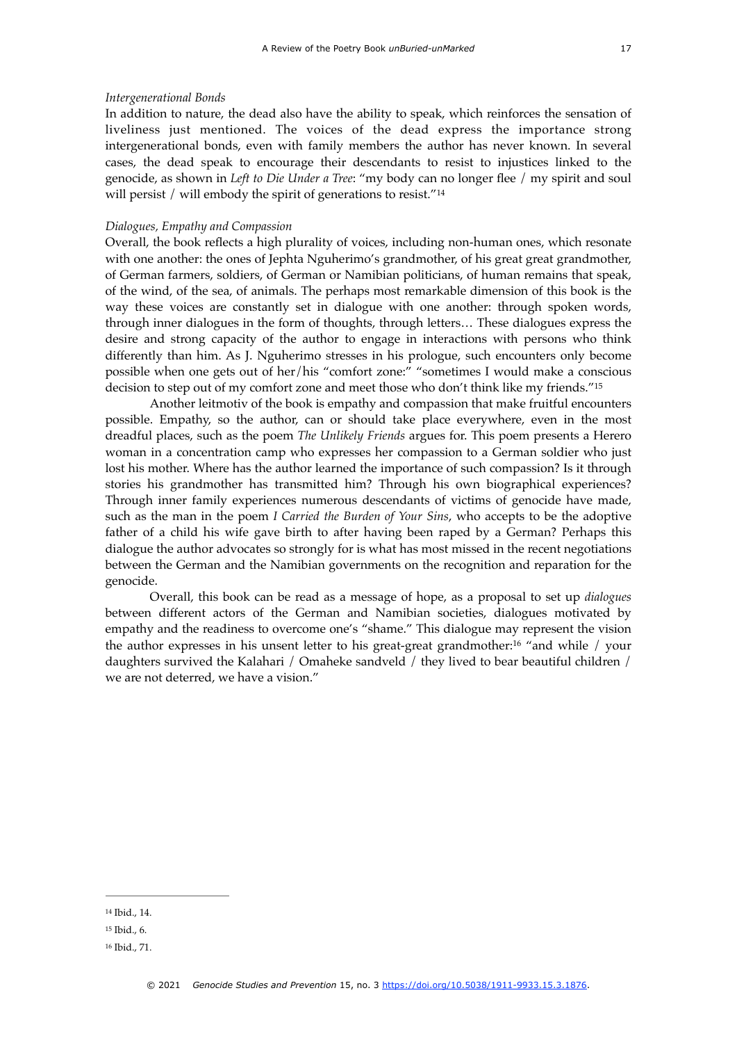*Intergenerational Bonds*

In addition to nature, the dead also have the ability to speak, which reinforces the sensation of liveliness just mentioned. The voices of the dead express the importance strong intergenerational bonds, even with family members the author has never known. In several cases, the dead speak to encourage their descendants to resist to injustices linked to the genocide, as shown in *Left to Die Under a Tree*: "my body can no longer flee / my spirit and soul will persist / will embody the spirit of generations to resist."[14]

*Dialogues, Empathy and Compassion*

Overall, the book reflects a high plurality of voices, including non-human ones, which resonate with one another: the ones of Jephta Nguherimo's grandmother, of his great great grandmother, of German farmers, soldiers, of German or Namibian politicians, of human remains that speak, of the wind, of the sea, of animals. The perhaps most remarkable dimension of this book is the way these voices are constantly set in dialogue with one another: through spoken words, through inner dialogues in the form of thoughts, through letters… These dialogues express the desire and strong capacity of the author to engage in interactions with persons who think differently than him. As J. Nguherimo stresses in his prologue, such encounters only become possible when one gets out of her/his "comfort zone:" "sometimes I would make a conscious decision to step out of my comfort zone and meet those who don't think like my friends."[15]

Another leitmotiv of the book is empathy and compassion that make fruitful encounters possible. Empathy, so the author, can or should take place everywhere, even in the most dreadful places, such as the poem *The Unlikely Friends* argues for. This poem presents a Herero woman in a concentration camp who expresses her compassion to a German soldier who just lost his mother. Where has the author learned the importance of such compassion? Is it through stories his grandmother has transmitted him? Through his own biographical experiences? Through inner family experiences numerous descendants of victims of genocide have made, such as the man in the poem *I Carried the Burden of Your Sins*, who accepts to be the adoptive father of a child his wife gave birth to after having been raped by a German? Perhaps this dialogue the author advocates so strongly for is what has most missed in the recent negotiations between the German and the Namibian governments on the recognition and reparation for the genocide.

Overall, this book can be read as a message of hope, as a proposal to set up *dialogues* between different actors of the German and Namibian societies, dialogues motivated by empathy and the readiness to overcome one's "shame." This dialogue may represent the vision the author expresses in his unsent letter to his great-great grandmother:[16] "and while / your daughters survived the Kalahari / Omaheke sandveld / they lived to bear beautiful children / we are not deterred, we have a vision."

---

[14] Ibid., 14.

[15] Ibid., 6.

[16] Ibid., 71.